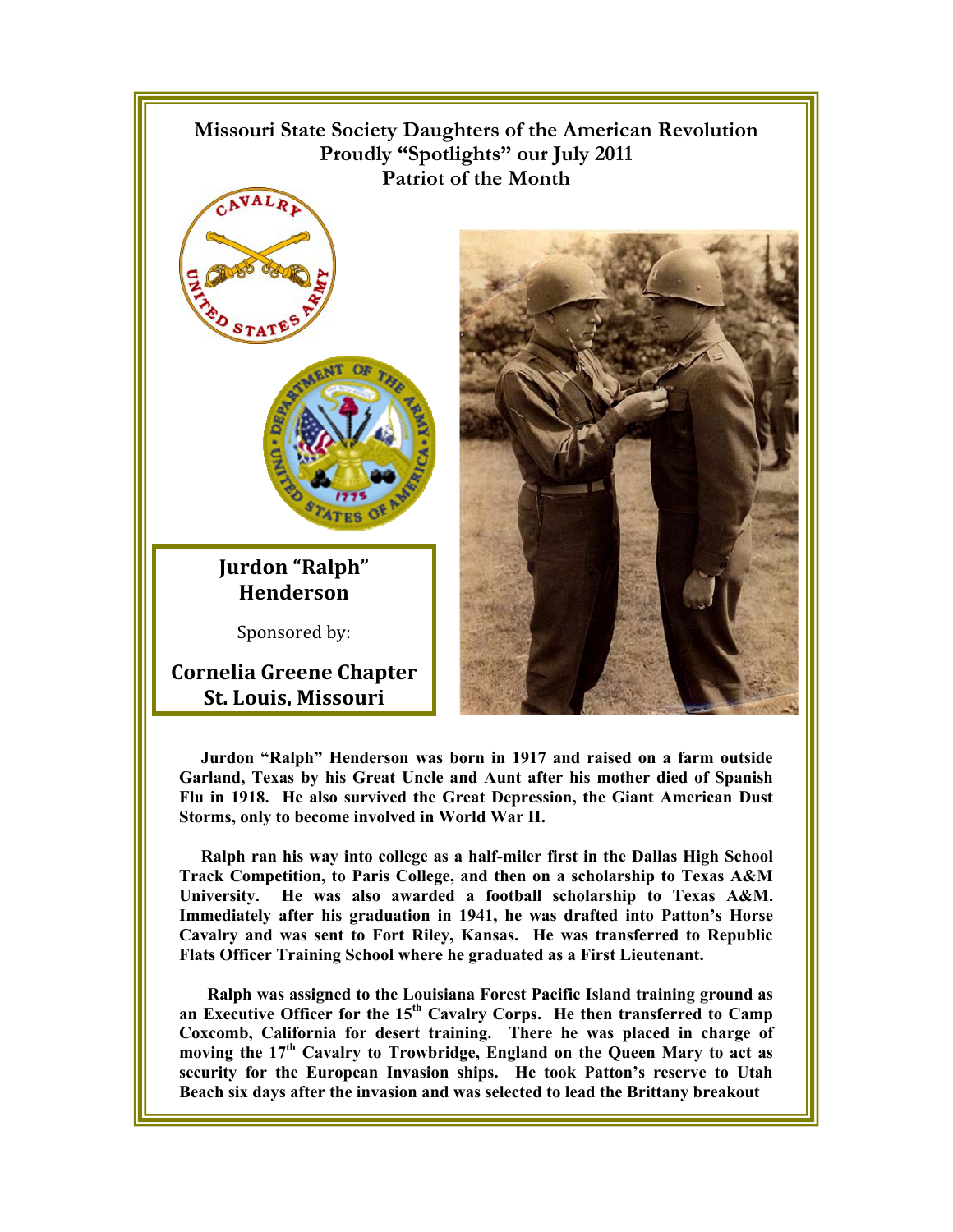# Missouri State Society Daughters of the American Revolution Proudly "Spotlights" our July 2011 Patriot of the Month

## Jurdon "Ralph" Henderson

Sponsored by:

**Cornelia Greene Chapter**
**St. Louis, Missouri**

**Jurdon "Ralph" Henderson was born in 1917 and raised on a farm outside Garland, Texas by his Great Uncle and Aunt after his mother died of Spanish Flu in 1918. He also survived the Great Depression, the Giant American Dust Storms, only to become involved in World War II.**

**Ralph ran his way into college as a half-miler first in the Dallas High School Track Competition, to Paris College, and then on a scholarship to Texas A&M University. He was also awarded a football scholarship to Texas A&M. Immediately after his graduation in 1941, he was drafted into Patton's Horse Cavalry and was sent to Fort Riley, Kansas. He was transferred to Republic Flats Officer Training School where he graduated as a First Lieutenant.**

**Ralph was assigned to the Louisiana Forest Pacific Island training ground as an Executive Officer for the 15th Cavalry Corps. He then transferred to Camp Coxcomb, California for desert training. There he was placed in charge of moving the 17th Cavalry to Trowbridge, England on the Queen Mary to act as security for the European Invasion ships. He took Patton's reserve to Utah Beach six days after the invasion and was selected to lead the Brittany breakout**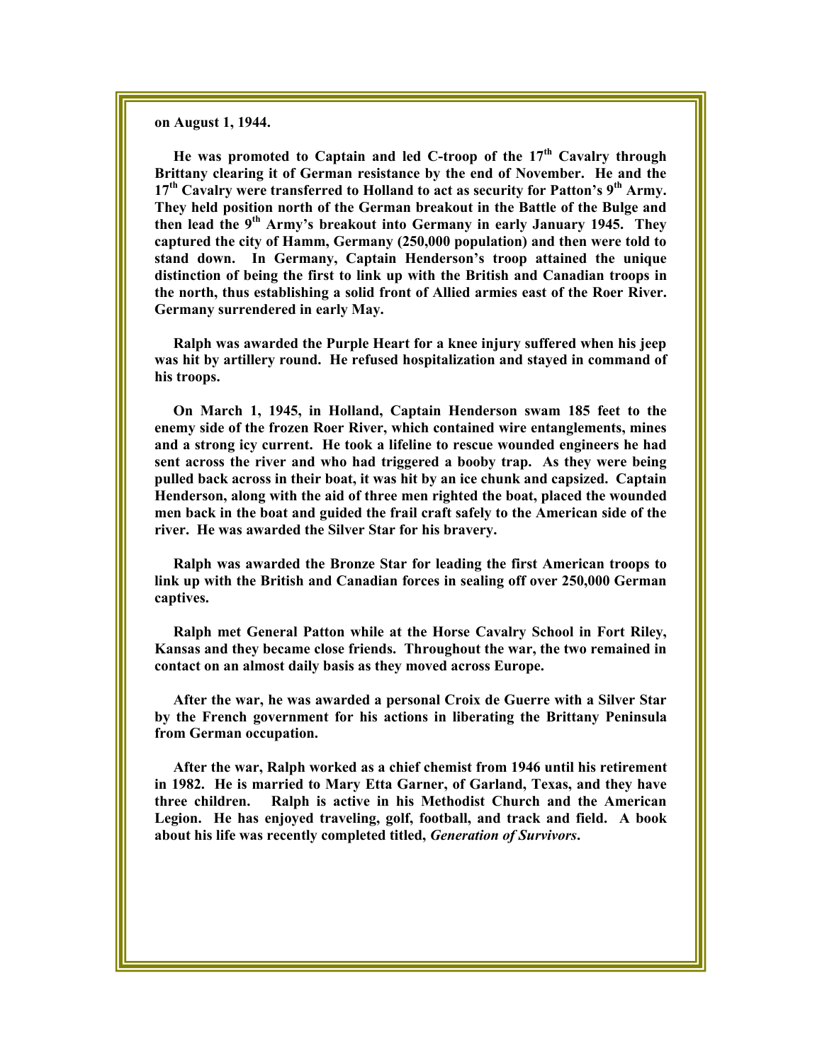**on August 1, 1944.**

**He was promoted to Captain and led C-troop of the 17th Cavalry through Brittany clearing it of German resistance by the end of November. He and the 17th Cavalry were transferred to Holland to act as security for Patton's 9th Army. They held position north of the German breakout in the Battle of the Bulge and then lead the 9th Army's breakout into Germany in early January 1945. They captured the city of Hamm, Germany (250,000 population) and then were told to stand down. In Germany, Captain Henderson's troop attained the unique distinction of being the first to link up with the British and Canadian troops in the north, thus establishing a solid front of Allied armies east of the Roer River. Germany surrendered in early May.**

**Ralph was awarded the Purple Heart for a knee injury suffered when his jeep was hit by artillery round. He refused hospitalization and stayed in command of his troops.**

**On March 1, 1945, in Holland, Captain Henderson swam 185 feet to the enemy side of the frozen Roer River, which contained wire entanglements, mines and a strong icy current. He took a lifeline to rescue wounded engineers he had sent across the river and who had triggered a booby trap. As they were being pulled back across in their boat, it was hit by an ice chunk and capsized. Captain Henderson, along with the aid of three men righted the boat, placed the wounded men back in the boat and guided the frail craft safely to the American side of the river. He was awarded the Silver Star for his bravery.**

**Ralph was awarded the Bronze Star for leading the first American troops to link up with the British and Canadian forces in sealing off over 250,000 German captives.**

**Ralph met General Patton while at the Horse Cavalry School in Fort Riley, Kansas and they became close friends. Throughout the war, the two remained in contact on an almost daily basis as they moved across Europe.**

**After the war, he was awarded a personal Croix de Guerre with a Silver Star by the French government for his actions in liberating the Brittany Peninsula from German occupation.**

**After the war, Ralph worked as a chief chemist from 1946 until his retirement in 1982. He is married to Mary Etta Garner, of Garland, Texas, and they have three children. Ralph is active in his Methodist Church and the American Legion. He has enjoyed traveling, golf, football, and track and field. A book about his life was recently completed titled, *Generation of Survivors*.**